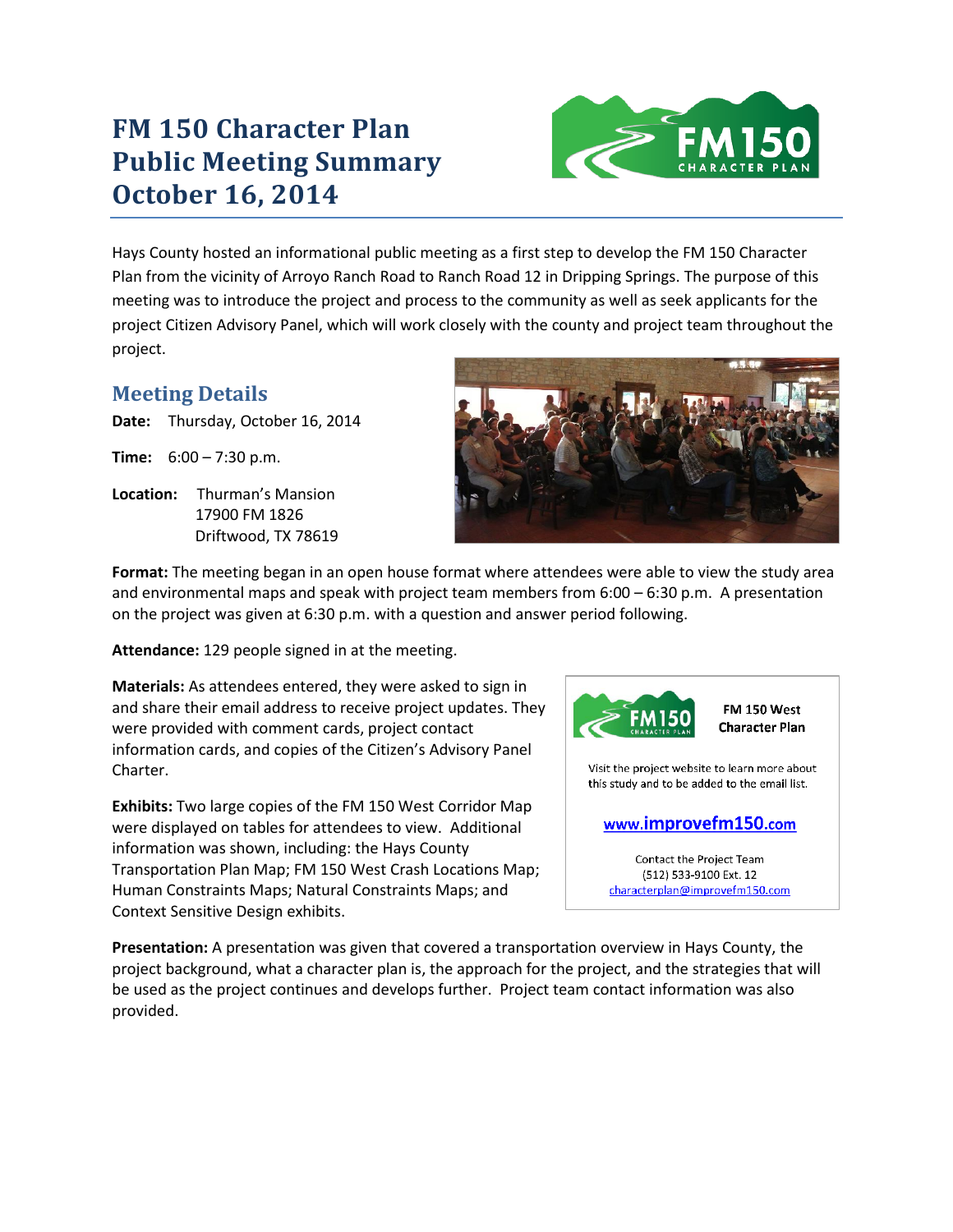# FM 150 Character Plan Public Meeting Summary October 16, 2014

Hays County hosted an informational public meeting as a first step to develop the FM 150 Character Plan from the vicinity of Arroyo Ranch Road to Ranch Road 12 in Dripping Springs. The purpose of this meeting was to introduce the project and process to the community as well as seek applicants for the project Citizen Advisory Panel, which will work closely with the county and project team throughout the project.

## Meeting Details

**Date:** Thursday, October 16, 2014

**Time:** 6:00 – 7:30 p.m.

**Location:** Thurman's Mansion
17900 FM 1826
Driftwood, TX 78619

**Format:** The meeting began in an open house format where attendees were able to view the study area and environmental maps and speak with project team members from 6:00 – 6:30 p.m. A presentation on the project was given at 6:30 p.m. with a question and answer period following.

**Attendance:** 129 people signed in at the meeting.

**Materials:** As attendees entered, they were asked to sign in and share their email address to receive project updates. They were provided with comment cards, project contact information cards, and copies of the Citizen's Advisory Panel Charter.

**Exhibits:** Two large copies of the FM 150 West Corridor Map were displayed on tables for attendees to view. Additional information was shown, including: the Hays County Transportation Plan Map; FM 150 West Crash Locations Map; Human Constraints Maps; Natural Constraints Maps; and Context Sensitive Design exhibits.

FM 150 West Character Plan

Visit the project website to learn more about this study and to be added to the email list.

www.improvefm150.com

Contact the Project Team
(512) 533-9100 Ext. 12
characterplan@improvefm150.com

**Presentation:** A presentation was given that covered a transportation overview in Hays County, the project background, what a character plan is, the approach for the project, and the strategies that will be used as the project continues and develops further. Project team contact information was also provided.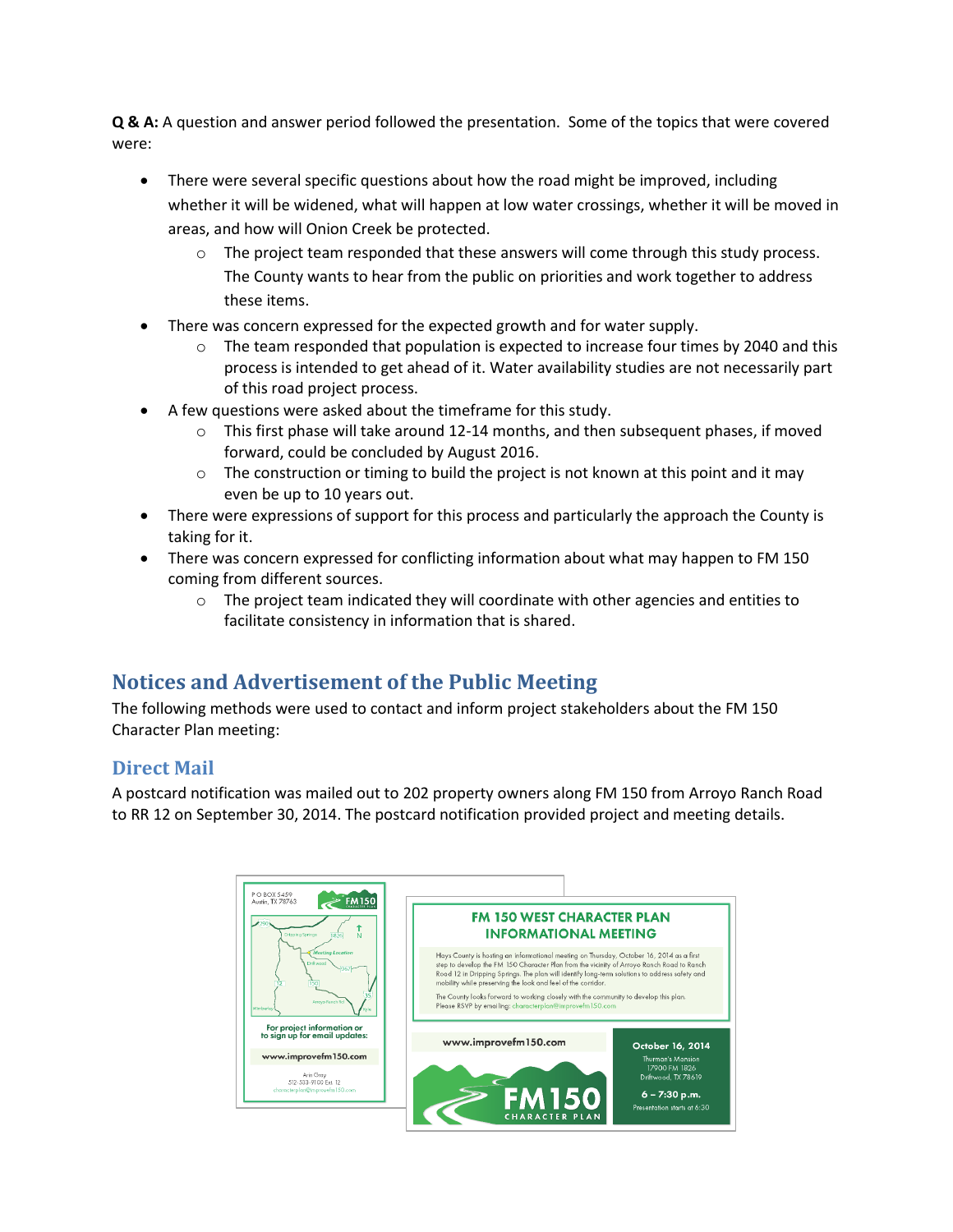**Q & A:** A question and answer period followed the presentation. Some of the topics that were covered were:

- There were several specific questions about how the road might be improved, including whether it will be widened, what will happen at low water crossings, whether it will be moved in areas, and how will Onion Creek be protected.
    - The project team responded that these answers will come through this study process. The County wants to hear from the public on priorities and work together to address these items.
- There was concern expressed for the expected growth and for water supply.
    - The team responded that population is expected to increase four times by 2040 and this process is intended to get ahead of it. Water availability studies are not necessarily part of this road project process.
- A few questions were asked about the timeframe for this study.
    - This first phase will take around 12-14 months, and then subsequent phases, if moved forward, could be concluded by August 2016.
    - The construction or timing to build the project is not known at this point and it may even be up to 10 years out.
- There were expressions of support for this process and particularly the approach the County is taking for it.
- There was concern expressed for conflicting information about what may happen to FM 150 coming from different sources.
    - The project team indicated they will coordinate with other agencies and entities to facilitate consistency in information that is shared.

## Notices and Advertisement of the Public Meeting

The following methods were used to contact and inform project stakeholders about the FM 150 Character Plan meeting:

### Direct Mail

A postcard notification was mailed out to 202 property owners along FM 150 from Arroyo Ranch Road to RR 12 on September 30, 2014. The postcard notification provided project and meeting details.

P O BOX 5459
Austin, TX 78763

FM150 CHARACTER PLAN

For project information or to sign up for email updates:

www.improvefm150.com

Arin Gray
512-533-9100 Ext. 12
characterplan@improvefm150.com

**FM 150 WEST CHARACTER PLAN INFORMATIONAL MEETING**

Hays County is hosting an informational meeting on Thursday, October 16, 2014 as a first step to develop the FM 150 Character Plan from the vicinity of Arroyo Ranch Road to Ranch Road 12 in Dripping Springs. The plan will identify long-term solutions to address safety and mobility while preserving the look and feel of the corridor.

The County looks forward to working closely with the community to develop this plan. Please RSVP by emailing: characterplan@improvefm150.com

www.improvefm150.com

FM150 CHARACTER PLAN

**October 16, 2014**
Thurman's Mansion
17900 FM 1826
Driftwood, TX 78619

**6 – 7:30 p.m.**
Presentation starts at 6:30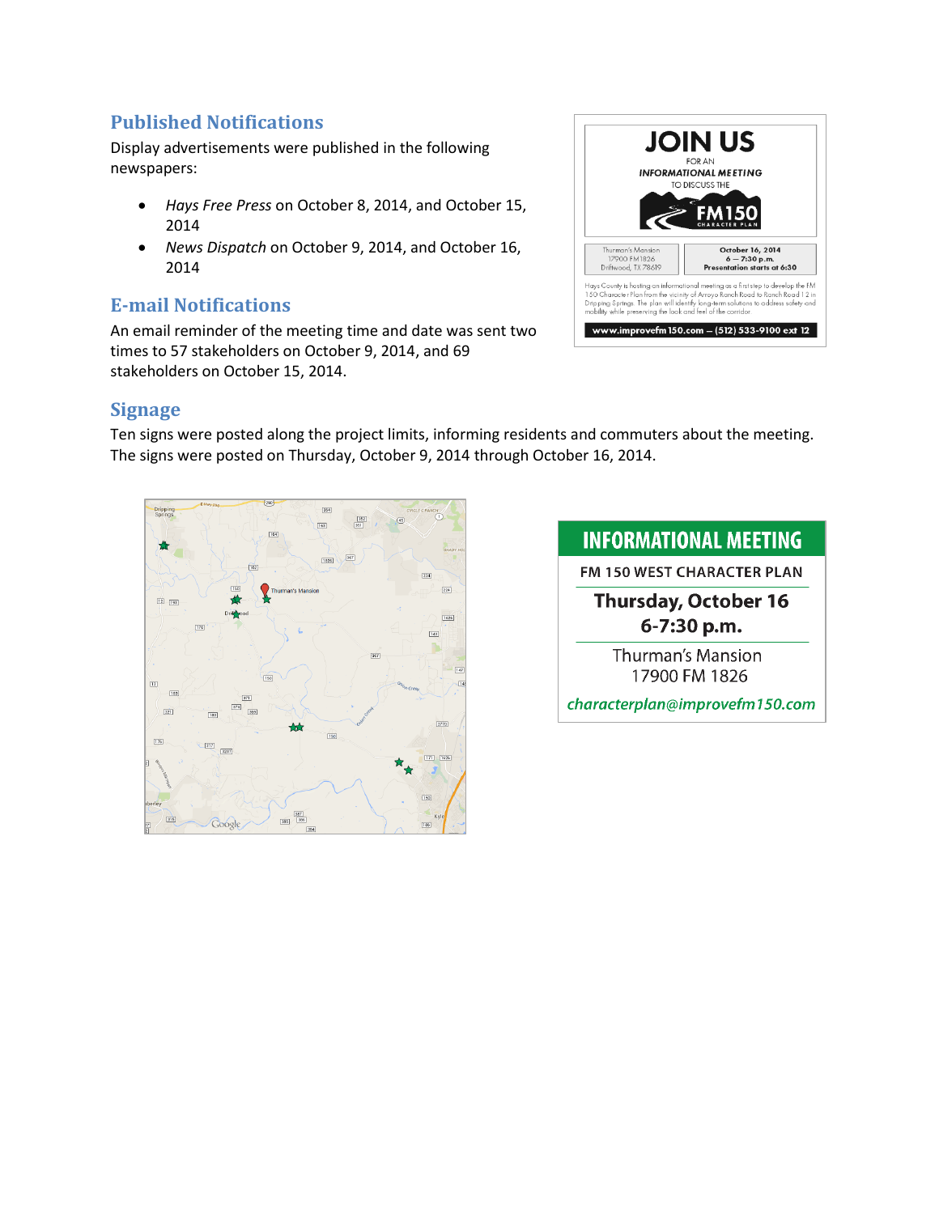## Published Notifications

Display advertisements were published in the following newspapers:

- *Hays Free Press* on October 8, 2014, and October 15, 2014
- *News Dispatch* on October 9, 2014, and October 16, 2014

JOIN US

FOR AN

INFORMATIONAL MEETING

TO DISCUSS THE

FM150 CHARACTER PLAN

Thurman's Mansion
17900 FM 1826
Driftwood, TX 78619

October 16, 2014
6 – 7:30 p.m.
Presentation starts at 6:30

Hays County is hosting an informational meeting as a first step to develop the FM 150 Character Plan from the vicinity of Arroyo Ranch Road to Ranch Road 12 in Dripping Springs. The plan will identify long-term solutions to address safety and mobility while preserving the look and feel of the corridor.

www.improvefm150.com – (512) 533-9100 ext 12

## E-mail Notifications

An email reminder of the meeting time and date was sent two times to 57 stakeholders on October 9, 2014, and 69 stakeholders on October 15, 2014.

## Signage

Ten signs were posted along the project limits, informing residents and commuters about the meeting. The signs were posted on Thursday, October 9, 2014 through October 16, 2014.

Dripping Springs

Thurman's Mansion

Driftwood

Kyle

Google

INFORMATIONAL MEETING

FM 150 WEST CHARACTER PLAN

**Thursday, October 16**
**6-7:30 p.m.**

Thurman's Mansion
17900 FM 1826

*characterplan@improvefm150.com*